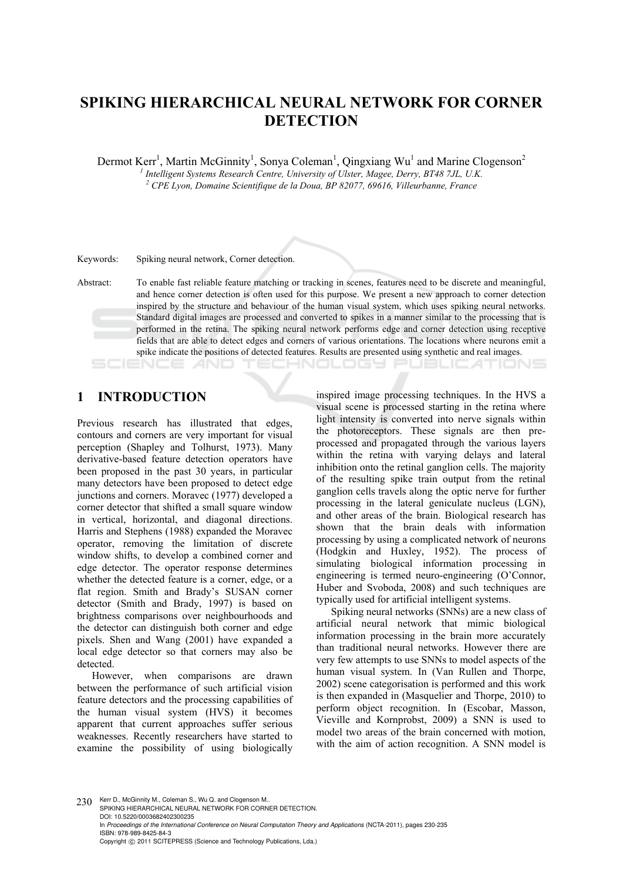# SPIKING HIERARCHICAL NEURAL NETWORK FOR CORNER DETECTION

Dermot Kerr[1], Martin McGinnity[1], Sonya Coleman[1], Qingxiang Wu[1] and Marine Clogenson[2]

[1] *Intelligent Systems Research Centre, University of Ulster, Magee, Derry, BT48 7JL, U.K.*

[2] *CPE Lyon, Domaine Scientifique de la Doua, BP 82077, 69616, Villeurbanne, France*

Keywords: Spiking neural network, Corner detection.

Abstract: To enable fast reliable feature matching or tracking in scenes, features need to be discrete and meaningful, and hence corner detection is often used for this purpose. We present a new approach to corner detection inspired by the structure and behaviour of the human visual system, which uses spiking neural networks. Standard digital images are processed and converted to spikes in a manner similar to the processing that is performed in the retina. The spiking neural network performs edge and corner detection using receptive fields that are able to detect edges and corners of various orientations. The locations where neurons emit a spike indicate the positions of detected features. Results are presented using synthetic and real images.

## 1 INTRODUCTION

Previous research has illustrated that edges, contours and corners are very important for visual perception (Shapley and Tolhurst, 1973). Many derivative-based feature detection operators have been proposed in the past 30 years, in particular many detectors have been proposed to detect edge junctions and corners. Moravec (1977) developed a corner detector that shifted a small square window in vertical, horizontal, and diagonal directions. Harris and Stephens (1988) expanded the Moravec operator, removing the limitation of discrete window shifts, to develop a combined corner and edge detector. The operator response determines whether the detected feature is a corner, edge, or a flat region. Smith and Brady's SUSAN corner detector (Smith and Brady, 1997) is based on brightness comparisons over neighbourhoods and the detector can distinguish both corner and edge pixels. Shen and Wang (2001) have expanded a local edge detector so that corners may also be detected.

However, when comparisons are drawn between the performance of such artificial vision feature detectors and the processing capabilities of the human visual system (HVS) it becomes apparent that current approaches suffer serious weaknesses. Recently researchers have started to examine the possibility of using biologically inspired image processing techniques. In the HVS a visual scene is processed starting in the retina where light intensity is converted into nerve signals within the photoreceptors. These signals are then pre-processed and propagated through the various layers within the retina with varying delays and lateral inhibition onto the retinal ganglion cells. The majority of the resulting spike train output from the retinal ganglion cells travels along the optic nerve for further processing in the lateral geniculate nucleus (LGN), and other areas of the brain. Biological research has shown that the brain deals with information processing by using a complicated network of neurons (Hodgkin and Huxley, 1952). The process of simulating biological information processing in engineering is termed neuro-engineering (O'Connor, Huber and Svoboda, 2008) and such techniques are typically used for artificial intelligent systems.

Spiking neural networks (SNNs) are a new class of artificial neural network that mimic biological information processing in the brain more accurately than traditional neural networks. However there are very few attempts to use SNNs to model aspects of the human visual system. In (Van Rullen and Thorpe, 2002) scene categorisation is performed and this work is then expanded in (Masquelier and Thorpe, 2010) to perform object recognition. In (Escobar, Masson, Vieville and Kornprobst, 2009) a SNN is used to model two areas of the brain concerned with motion, with the aim of action recognition. A SNN model is

Kerr D., McGinnity M., Coleman S., Wu Q. and Clogenson M..
SPIKING HIERARCHICAL NEURAL NETWORK FOR CORNER DETECTION.
DOI: 10.5220/0003682402300235
In *Proceedings of the International Conference on Neural Computation Theory and Applications* (NCTA-2011), pages 230-235
ISBN: 978-989-8425-84-3
Copyright © 2011 SCITEPRESS (Science and Technology Publications, Lda.)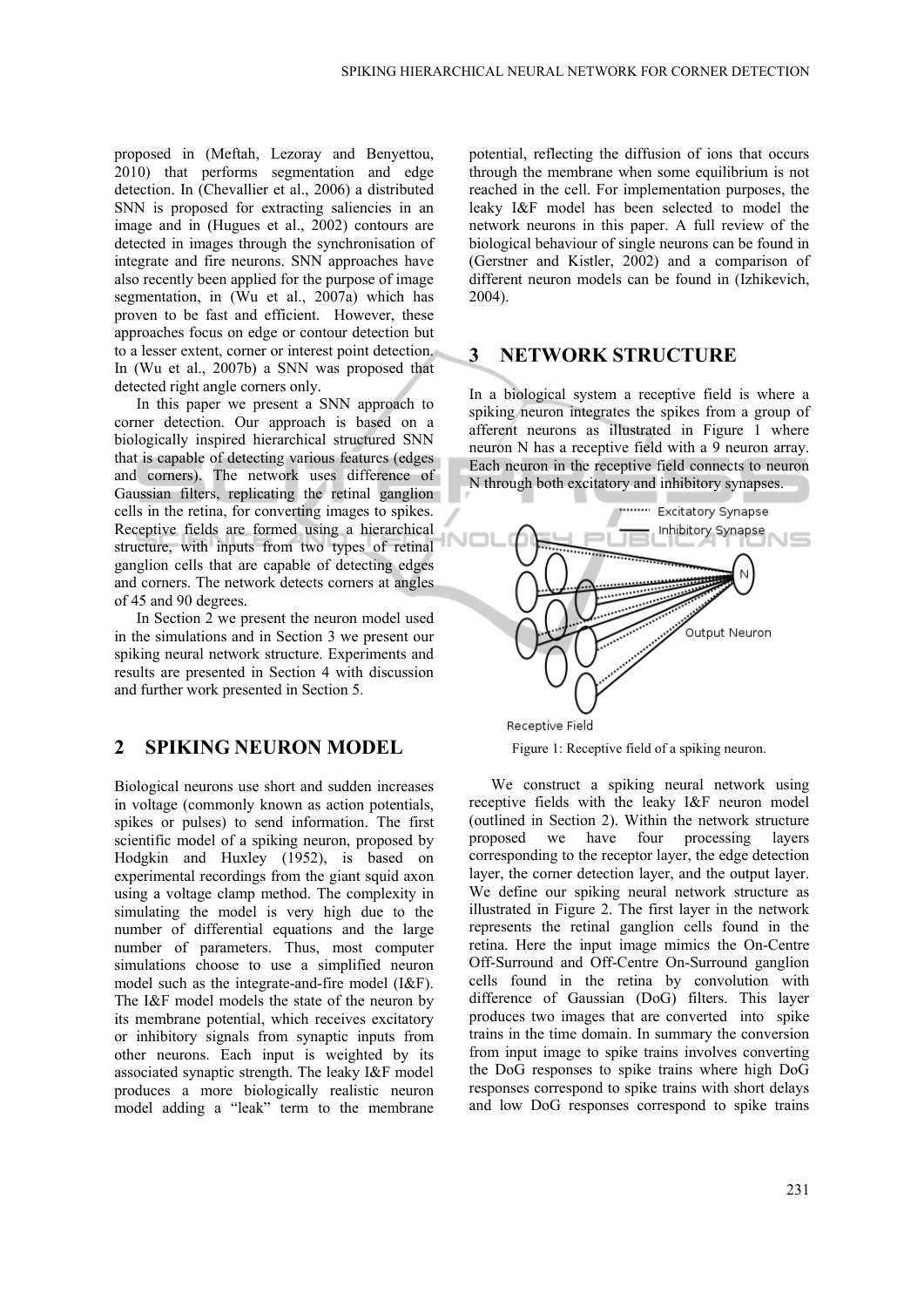proposed in (Meftah, Lezoray and Benyettou, 2010) that performs segmentation and edge detection. In (Chevallier et al., 2006) a distributed SNN is proposed for extracting saliencies in an image and in (Hugues et al., 2002) contours are detected in images through the synchronisation of integrate and fire neurons. SNN approaches have also recently been applied for the purpose of image segmentation, in (Wu et al., 2007a) which has proven to be fast and efficient. However, these approaches focus on edge or contour detection but to a lesser extent, corner or interest point detection. In (Wu et al., 2007b) a SNN was proposed that detected right angle corners only.

In this paper we present a SNN approach to corner detection. Our approach is based on a biologically inspired hierarchical structured SNN that is capable of detecting various features (edges and corners). The network uses difference of Gaussian filters, replicating the retinal ganglion cells in the retina, for converting images to spikes. Receptive fields are formed using a hierarchical structure, with inputs from two types of retinal ganglion cells that are capable of detecting edges and corners. The network detects corners at angles of 45 and 90 degrees.

In Section 2 we present the neuron model used in the simulations and in Section 3 we present our spiking neural network structure. Experiments and results are presented in Section 4 with discussion and further work presented in Section 5.

## 2 SPIKING NEURON MODEL

Biological neurons use short and sudden increases in voltage (commonly known as action potentials, spikes or pulses) to send information. The first scientific model of a spiking neuron, proposed by Hodgkin and Huxley (1952), is based on experimental recordings from the giant squid axon using a voltage clamp method. The complexity in simulating the model is very high due to the number of differential equations and the large number of parameters. Thus, most computer simulations choose to use a simplified neuron model such as the integrate-and-fire model (I&F). The I&F model models the state of the neuron by its membrane potential, which receives excitatory or inhibitory signals from synaptic inputs from other neurons. Each input is weighted by its associated synaptic strength. The leaky I&F model produces a more biologically realistic neuron model adding a "leak" term to the membrane potential, reflecting the diffusion of ions that occurs through the membrane when some equilibrium is not reached in the cell. For implementation purposes, the leaky I&F model has been selected to model the network neurons in this paper. A full review of the biological behaviour of single neurons can be found in (Gerstner and Kistler, 2002) and a comparison of different neuron models can be found in (Izhikevich, 2004).

## 3 NETWORK STRUCTURE

In a biological system a receptive field is where a spiking neuron integrates the spikes from a group of afferent neurons as illustrated in Figure 1 where neuron N has a receptive field with a 9 neuron array. Each neuron in the receptive field connects to neuron N through both excitatory and inhibitory synapses.

Figure 1: Receptive field of a spiking neuron.

We construct a spiking neural network using receptive fields with the leaky I&F neuron model (outlined in Section 2). Within the network structure proposed we have four processing layers corresponding to the receptor layer, the edge detection layer, the corner detection layer, and the output layer. We define our spiking neural network structure as illustrated in Figure 2. The first layer in the network represents the retinal ganglion cells found in the retina. Here the input image mimics the On-Centre Off-Surround and Off-Centre On-Surround ganglion cells found in the retina by convolution with difference of Gaussian (DoG) filters. This layer produces two images that are converted into spike trains in the time domain. In summary the conversion from input image to spike trains involves converting the DoG responses to spike trains where high DoG responses correspond to spike trains with short delays and low DoG responses correspond to spike trains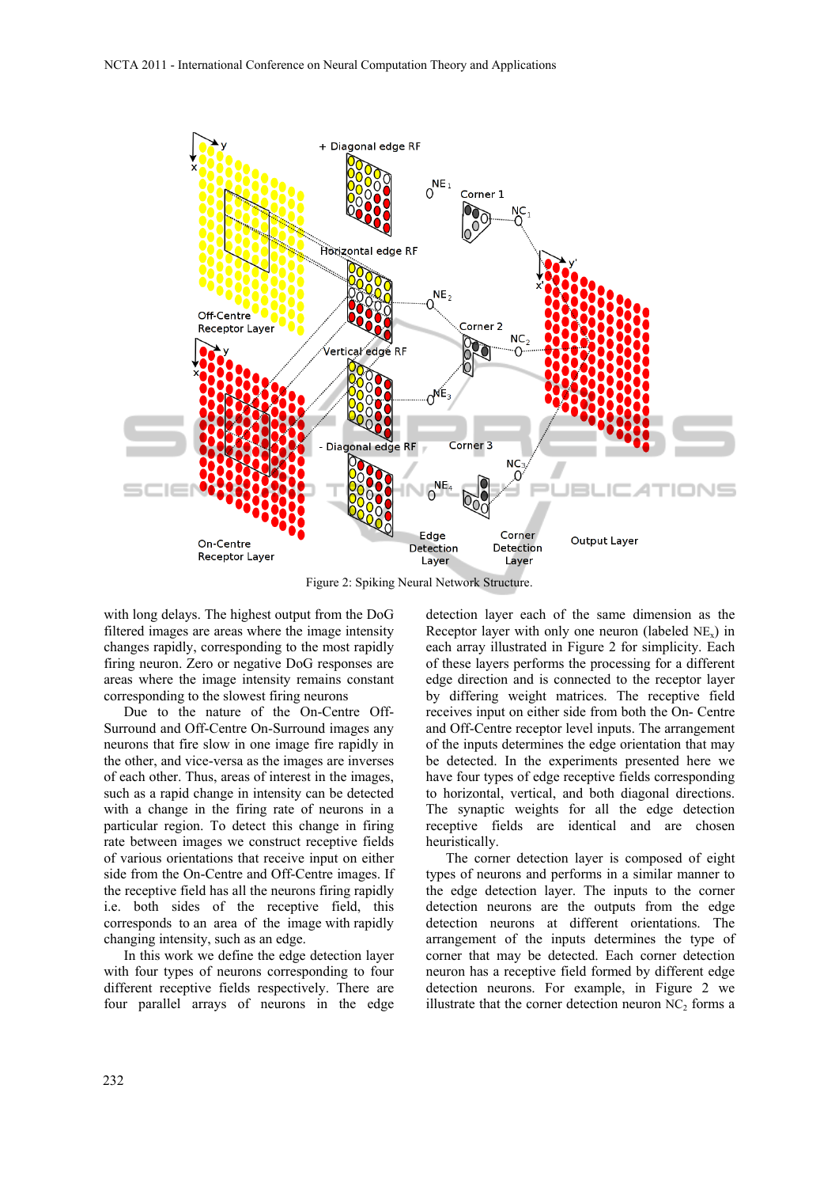Figure 2: Spiking Neural Network Structure.

with long delays. The highest output from the DoG filtered images are areas where the image intensity changes rapidly, corresponding to the most rapidly firing neuron. Zero or negative DoG responses are areas where the image intensity remains constant corresponding to the slowest firing neurons

Due to the nature of the On-Centre Off-Surround and Off-Centre On-Surround images any neurons that fire slow in one image fire rapidly in the other, and vice-versa as the images are inverses of each other. Thus, areas of interest in the images, such as a rapid change in intensity can be detected with a change in the firing rate of neurons in a particular region. To detect this change in firing rate between images we construct receptive fields of various orientations that receive input on either side from the On-Centre and Off-Centre images. If the receptive field has all the neurons firing rapidly i.e. both sides of the receptive field, this corresponds to an area of the image with rapidly changing intensity, such as an edge.

In this work we define the edge detection layer with four types of neurons corresponding to four different receptive fields respectively. There are four parallel arrays of neurons in the edge detection layer each of the same dimension as the Receptor layer with only one neuron (labeled $NE_x$) in each array illustrated in Figure 2 for simplicity. Each of these layers performs the processing for a different edge direction and is connected to the receptor layer by differing weight matrices. The receptive field receives input on either side from both the On- Centre and Off-Centre receptor level inputs. The arrangement of the inputs determines the edge orientation that may be detected. In the experiments presented here we have four types of edge receptive fields corresponding to horizontal, vertical, and both diagonal directions. The synaptic weights for all the edge detection receptive fields are identical and are chosen heuristically.

The corner detection layer is composed of eight types of neurons and performs in a similar manner to the edge detection layer. The inputs to the corner detection neurons are the outputs from the edge detection neurons at different orientations. The arrangement of the inputs determines the type of corner that may be detected. Each corner detection neuron has a receptive field formed by different edge detection neurons. For example, in Figure 2 we illustrate that the corner detection neuron $NC_2$ forms a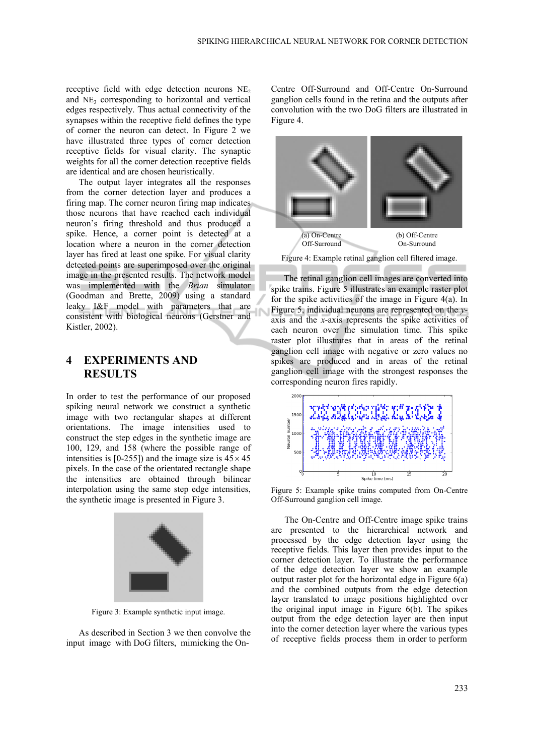receptive field with edge detection neurons $NE_2$ and $NE_3$ corresponding to horizontal and vertical edges respectively. Thus actual connectivity of the synapses within the receptive field defines the type of corner the neuron can detect. In Figure 2 we have illustrated three types of corner detection receptive fields for visual clarity. The synaptic weights for all the corner detection receptive fields are identical and are chosen heuristically.

The output layer integrates all the responses from the corner detection layer and produces a firing map. The corner neuron firing map indicates those neurons that have reached each individual neuron's firing threshold and thus produced a spike. Hence, a corner point is detected at a location where a neuron in the corner detection layer has fired at least one spike. For visual clarity detected points are superimposed over the original image in the presented results. The network model was implemented with the *Brian* simulator (Goodman and Brette, 2009) using a standard leaky I&F model with parameters that are consistent with biological neurons (Gerstner and Kistler, 2002).

## 4 EXPERIMENTS AND RESULTS

In order to test the performance of our proposed spiking neural network we construct a synthetic image with two rectangular shapes at different orientations. The image intensities used to construct the step edges in the synthetic image are 100, 129, and 158 (where the possible range of intensities is [0-255]) and the image size is $45 \times 45$ pixels. In the case of the orientated rectangle shape the intensities are obtained through bilinear interpolation using the same step edge intensities, the synthetic image is presented in Figure 3.

Figure 3: Example synthetic input image.

As described in Section 3 we then convolve the input image with DoG filters, mimicking the On-Centre Off-Surround and Off-Centre On-Surround ganglion cells found in the retina and the outputs after convolution with the two DoG filters are illustrated in Figure 4.

(a) On-Centre Off-Surround (b) Off-Centre On-Surround

Figure 4: Example retinal ganglion cell filtered image.

The retinal ganglion cell images are converted into spike trains. Figure 5 illustrates an example raster plot for the spike activities of the image in Figure 4(a). In Figure 5, individual neurons are represented on the $y$-axis and the $x$-axis represents the spike activities of each neuron over the simulation time. This spike raster plot illustrates that in areas of the retinal ganglion cell image with negative or zero values no spikes are produced and in areas of the retinal ganglion cell image with the strongest responses the corresponding neuron fires rapidly.

Figure 5: Example spike trains computed from On-Centre Off-Surround ganglion cell image.

The On-Centre and Off-Centre image spike trains are presented to the hierarchical network and processed by the edge detection layer using the receptive fields. This layer then provides input to the corner detection layer. To illustrate the performance of the edge detection layer we show an example output raster plot for the horizontal edge in Figure 6(a) and the combined outputs from the edge detection layer translated to image positions highlighted over the original input image in Figure 6(b). The spikes output from the edge detection layer are then input into the corner detection layer where the various types of receptive fields process them in order to perform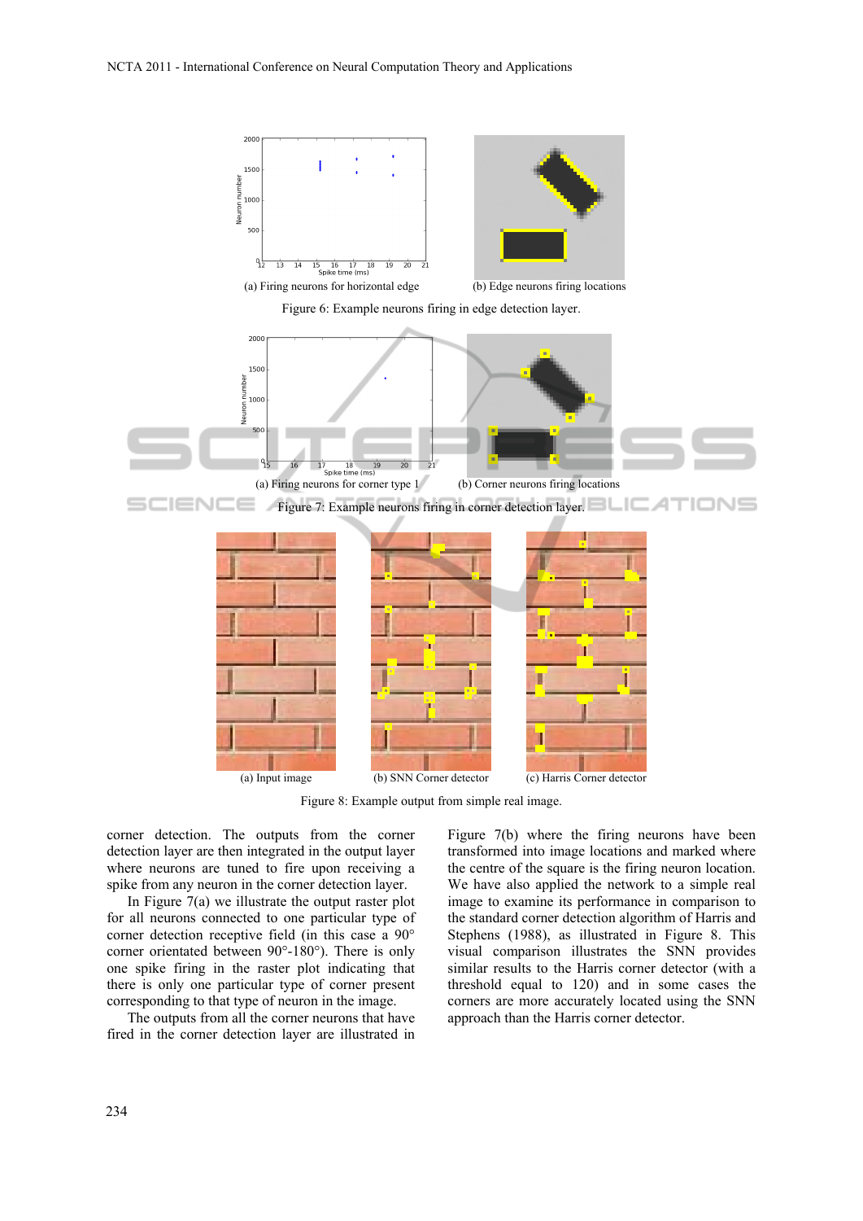(a) Firing neurons for horizontal edge

(b) Edge neurons firing locations

Figure 6: Example neurons firing in edge detection layer.

(a) Firing neurons for corner type 1

(b) Corner neurons firing locations

Figure 7: Example neurons firing in corner detection layer.

(a) Input image

(b) SNN Corner detector

(c) Harris Corner detector

Figure 8: Example output from simple real image.

corner detection. The outputs from the corner detection layer are then integrated in the output layer where neurons are tuned to fire upon receiving a spike from any neuron in the corner detection layer.

In Figure 7(a) we illustrate the output raster plot for all neurons connected to one particular type of corner detection receptive field (in this case a 90° corner orientated between 90°-180°). There is only one spike firing in the raster plot indicating that there is only one particular type of corner present corresponding to that type of neuron in the image.

The outputs from all the corner neurons that have fired in the corner detection layer are illustrated in Figure 7(b) where the firing neurons have been transformed into image locations and marked where the centre of the square is the firing neuron location. We have also applied the network to a simple real image to examine its performance in comparison to the standard corner detection algorithm of Harris and Stephens (1988), as illustrated in Figure 8. This visual comparison illustrates the SNN provides similar results to the Harris corner detector (with a threshold equal to 120) and in some cases the corners are more accurately located using the SNN approach than the Harris corner detector.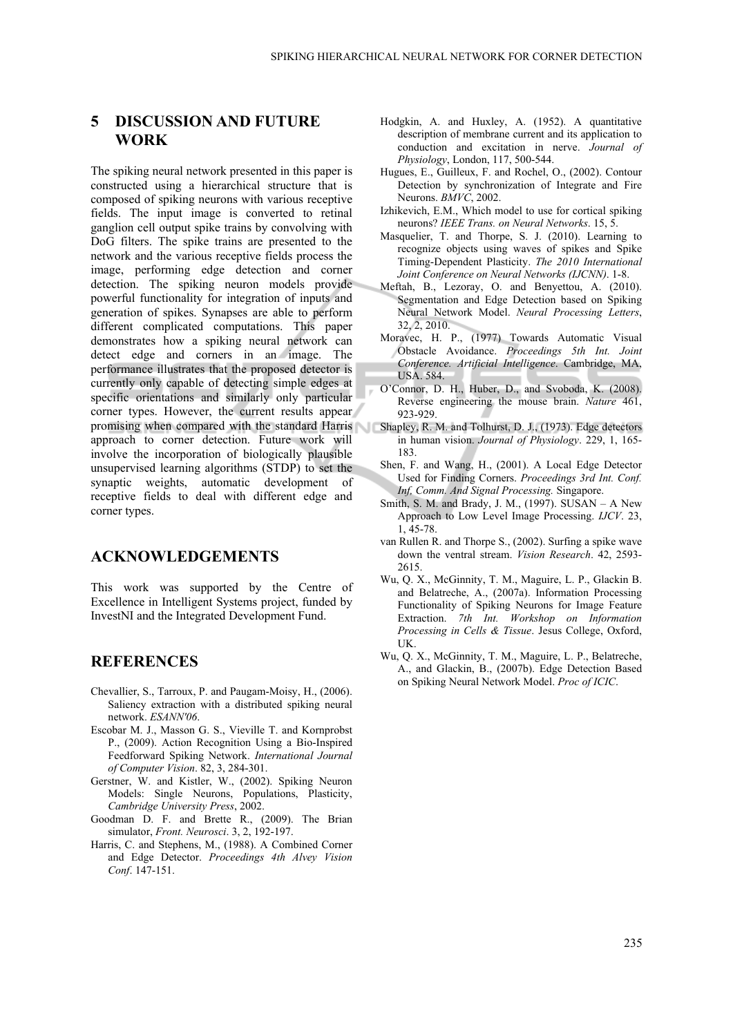## 5 DISCUSSION AND FUTURE WORK

The spiking neural network presented in this paper is constructed using a hierarchical structure that is composed of spiking neurons with various receptive fields. The input image is converted to retinal ganglion cell output spike trains by convolving with DoG filters. The spike trains are presented to the network and the various receptive fields process the image, performing edge detection and corner detection. The spiking neuron models provide powerful functionality for integration of inputs and generation of spikes. Synapses are able to perform different complicated computations. This paper demonstrates how a spiking neural network can detect edge and corners in an image. The performance illustrates that the proposed detector is currently only capable of detecting simple edges at specific orientations and similarly only particular corner types. However, the current results appear promising when compared with the standard Harris approach to corner detection. Future work will involve the incorporation of biologically plausible unsupervised learning algorithms (STDP) to set the synaptic weights, automatic development of receptive fields to deal with different edge and corner types.

## ACKNOWLEDGEMENTS

This work was supported by the Centre of Excellence in Intelligent Systems project, funded by InvestNI and the Integrated Development Fund.

## REFERENCES

Chevallier, S., Tarroux, P. and Paugam-Moisy, H., (2006). Saliency extraction with a distributed spiking neural network. *ESANN'06*.

Escobar M. J., Masson G. S., Vieville T. and Kornprobst P., (2009). Action Recognition Using a Bio-Inspired Feedforward Spiking Network. *International Journal of Computer Vision*. 82, 3, 284-301.

Gerstner, W. and Kistler, W., (2002). Spiking Neuron Models: Single Neurons, Populations, Plasticity, *Cambridge University Press*, 2002.

Goodman D. F. and Brette R., (2009). The Brian simulator, *Front. Neurosci*. 3, 2, 192-197.

Harris, C. and Stephens, M., (1988). A Combined Corner and Edge Detector. *Proceedings 4th Alvey Vision Conf*. 147-151.

Hodgkin, A. and Huxley, A. (1952). A quantitative description of membrane current and its application to conduction and excitation in nerve. *Journal of Physiology*, London, 117, 500-544.

Hugues, E., Guilleux, F. and Rochel, O., (2002). Contour Detection by synchronization of Integrate and Fire Neurons. *BMVC*, 2002.

Izhikevich, E.M., Which model to use for cortical spiking neurons? *IEEE Trans. on Neural Networks*. 15, 5.

Masquelier, T. and Thorpe, S. J. (2010). Learning to recognize objects using waves of spikes and Spike Timing-Dependent Plasticity. *The 2010 International Joint Conference on Neural Networks (IJCNN)*. 1-8.

Meftah, B., Lezoray, O. and Benyettou, A. (2010). Segmentation and Edge Detection based on Spiking Neural Network Model. *Neural Processing Letters*, 32, 2, 2010.

Moravec, H. P., (1977) Towards Automatic Visual Obstacle Avoidance. *Proceedings 5th Int. Joint Conference. Artificial Intelligence*. Cambridge, MA, USA. 584.

O'Connor, D. H., Huber, D., and Svoboda, K. (2008). Reverse engineering the mouse brain. *Nature* 461, 923-929.

Shapley, R. M. and Tolhurst, D. J., (1973). Edge detectors in human vision. *Journal of Physiology*. 229, 1, 165-183.

Shen, F. and Wang, H., (2001). A Local Edge Detector Used for Finding Corners. *Proceedings 3rd Int. Conf. Inf, Comm. And Signal Processing.* Singapore.

Smith, S. M. and Brady, J. M., (1997). SUSAN – A New Approach to Low Level Image Processing. *IJCV*. 23, 1, 45-78.

van Rullen R. and Thorpe S., (2002). Surfing a spike wave down the ventral stream. *Vision Research*. 42, 2593-2615.

Wu, Q. X., McGinnity, T. M., Maguire, L. P., Glackin B. and Belatreche, A., (2007a). Information Processing Functionality of Spiking Neurons for Image Feature Extraction. *7th Int. Workshop on Information Processing in Cells & Tissue*. Jesus College, Oxford, UK.

Wu, Q. X., McGinnity, T. M., Maguire, L. P., Belatreche, A., and Glackin, B., (2007b). Edge Detection Based on Spiking Neural Network Model. *Proc of ICIC*.